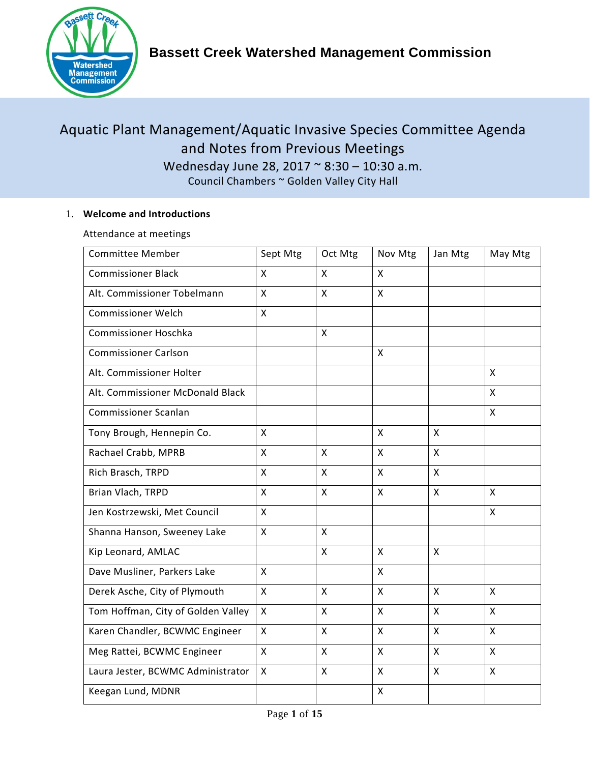# Bassett Creek Watershed Management Commission

## Aquatic Plant Management/Aquatic Invasive Species Committee Agenda and Notes from Previous Meetings

Wednesday June 28, 2017 ~ 8:30 – 10:30 a.m.

Council Chambers ~ Golden Valley City Hall

1. **Welcome and Introductions**

Attendance at meetings

| Committee Member | Sept Mtg | Oct Mtg | Nov Mtg | Jan Mtg | May Mtg |
|---|---|---|---|---|---|
| Commissioner Black | X | X | X | | |
| Alt. Commissioner Tobelmann | X | X | X | | |
| Commissioner Welch | X | | | | |
| Commissioner Hoschka | | X | | | |
| Commissioner Carlson | | | X | | |
| Alt. Commissioner Holter | | | | | X |
| Alt. Commissioner McDonald Black | | | | | X |
| Commissioner Scanlan | | | | | X |
| Tony Brough, Hennepin Co. | X | | X | X | |
| Rachael Crabb, MPRB | X | X | X | X | |
| Rich Brasch, TRPD | X | X | X | X | |
| Brian Vlach, TRPD | X | X | X | X | X |
| Jen Kostrzewski, Met Council | X | | | | X |
| Shanna Hanson, Sweeney Lake | X | X | | | |
| Kip Leonard, AMLAC | | X | X | X | |
| Dave Musliner, Parkers Lake | X | | X | | |
| Derek Asche, City of Plymouth | X | X | X | X | X |
| Tom Hoffman, City of Golden Valley | X | X | X | X | X |
| Karen Chandler, BCWMC Engineer | X | X | X | X | X |
| Meg Rattei, BCWMC Engineer | X | X | X | X | X |
| Laura Jester, BCWMC Administrator | X | X | X | X | X |
| Keegan Lund, MDNR | | | X | | |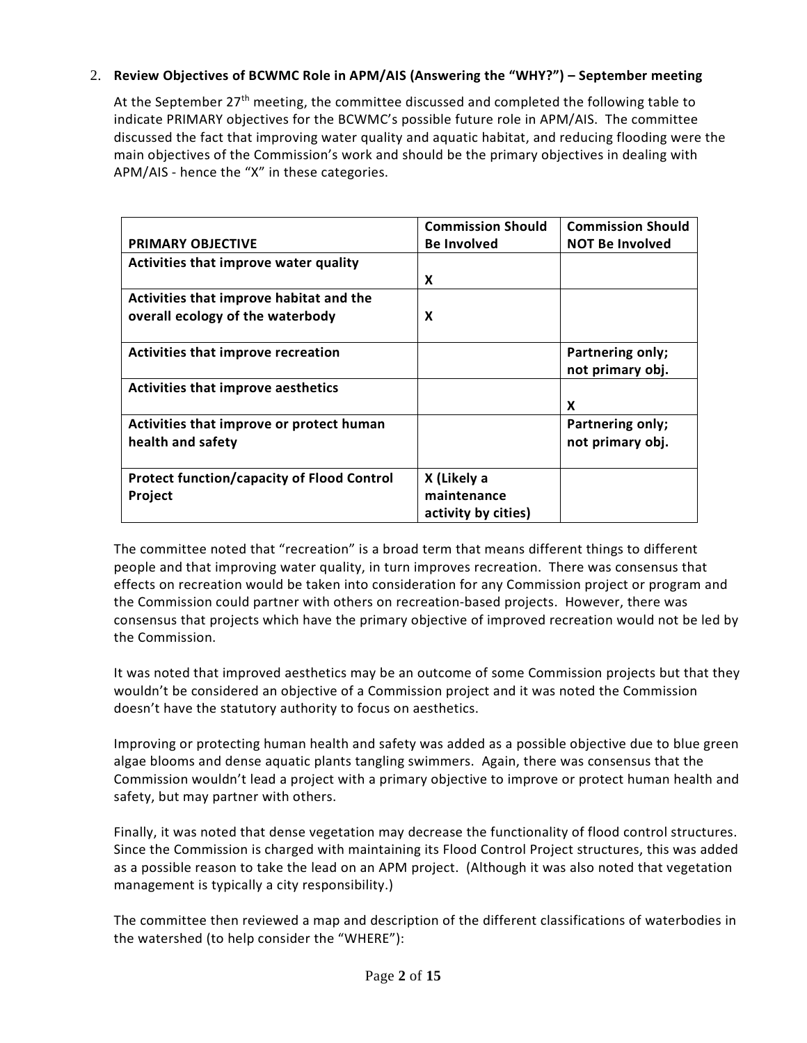2. **Review Objectives of BCWMC Role in APM/AIS (Answering the "WHY?") – September meeting**

At the September 27th meeting, the committee discussed and completed the following table to indicate PRIMARY objectives for the BCWMC's possible future role in APM/AIS. The committee discussed the fact that improving water quality and aquatic habitat, and reducing flooding were the main objectives of the Commission's work and should be the primary objectives in dealing with APM/AIS - hence the "X" in these categories.

| **PRIMARY OBJECTIVE** | **Commission Should Be Involved** | **Commission Should NOT Be Involved** |
|---|---|---|
| **Activities that improve water quality** | **X** | |
| **Activities that improve habitat and the overall ecology of the waterbody** | **X** | |
| **Activities that improve recreation** | | **Partnering only; not primary obj.** |
| **Activities that improve aesthetics** | | **X** |
| **Activities that improve or protect human health and safety** | | **Partnering only; not primary obj.** |
| **Protect function/capacity of Flood Control Project** | **X (Likely a maintenance activity by cities)** | |

The committee noted that "recreation" is a broad term that means different things to different people and that improving water quality, in turn improves recreation. There was consensus that effects on recreation would be taken into consideration for any Commission project or program and the Commission could partner with others on recreation-based projects. However, there was consensus that projects which have the primary objective of improved recreation would not be led by the Commission.

It was noted that improved aesthetics may be an outcome of some Commission projects but that they wouldn't be considered an objective of a Commission project and it was noted the Commission doesn't have the statutory authority to focus on aesthetics.

Improving or protecting human health and safety was added as a possible objective due to blue green algae blooms and dense aquatic plants tangling swimmers. Again, there was consensus that the Commission wouldn't lead a project with a primary objective to improve or protect human health and safety, but may partner with others.

Finally, it was noted that dense vegetation may decrease the functionality of flood control structures. Since the Commission is charged with maintaining its Flood Control Project structures, this was added as a possible reason to take the lead on an APM project. (Although it was also noted that vegetation management is typically a city responsibility.)

The committee then reviewed a map and description of the different classifications of waterbodies in the watershed (to help consider the "WHERE"):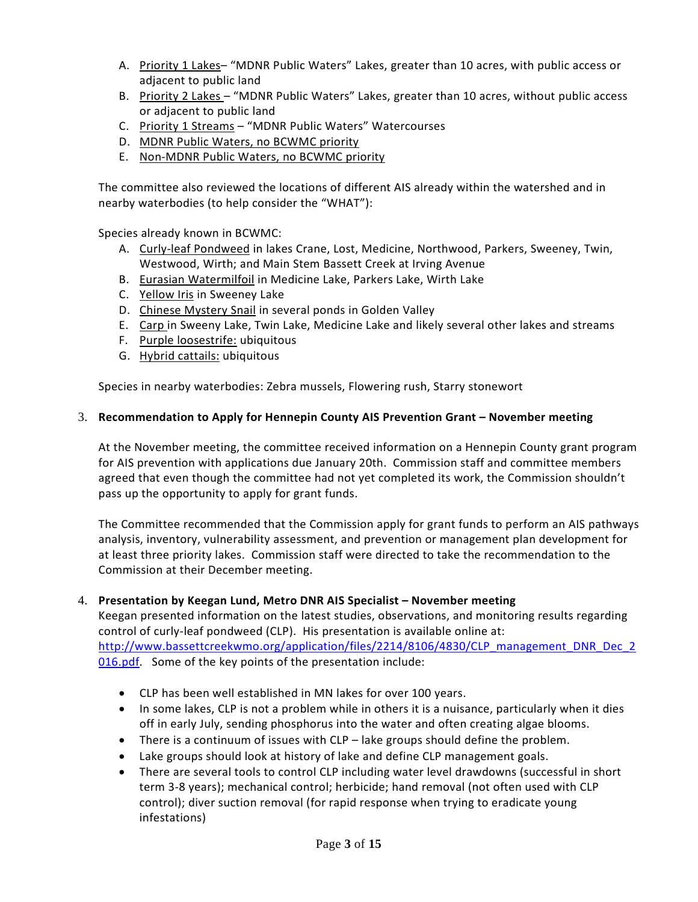A. Priority 1 Lakes– "MDNR Public Waters" Lakes, greater than 10 acres, with public access or adjacent to public land
B. Priority 2 Lakes – "MDNR Public Waters" Lakes, greater than 10 acres, without public access or adjacent to public land
C. Priority 1 Streams – "MDNR Public Waters" Watercourses
D. MDNR Public Waters, no BCWMC priority
E. Non-MDNR Public Waters, no BCWMC priority

The committee also reviewed the locations of different AIS already within the watershed and in nearby waterbodies (to help consider the "WHAT"):

Species already known in BCWMC:

A. Curly-leaf Pondweed in lakes Crane, Lost, Medicine, Northwood, Parkers, Sweeney, Twin, Westwood, Wirth; and Main Stem Bassett Creek at Irving Avenue
B. Eurasian Watermilfoil in Medicine Lake, Parkers Lake, Wirth Lake
C. Yellow Iris in Sweeney Lake
D. Chinese Mystery Snail in several ponds in Golden Valley
E. Carp in Sweeny Lake, Twin Lake, Medicine Lake and likely several other lakes and streams
F. Purple loosestrife: ubiquitous
G. Hybrid cattails: ubiquitous

Species in nearby waterbodies: Zebra mussels, Flowering rush, Starry stonewort

3. **Recommendation to Apply for Hennepin County AIS Prevention Grant – November meeting**

At the November meeting, the committee received information on a Hennepin County grant program for AIS prevention with applications due January 20th. Commission staff and committee members agreed that even though the committee had not yet completed its work, the Commission shouldn't pass up the opportunity to apply for grant funds.

The Committee recommended that the Commission apply for grant funds to perform an AIS pathways analysis, inventory, vulnerability assessment, and prevention or management plan development for at least three priority lakes. Commission staff were directed to take the recommendation to the Commission at their December meeting.

4. **Presentation by Keegan Lund, Metro DNR AIS Specialist – November meeting**

Keegan presented information on the latest studies, observations, and monitoring results regarding control of curly-leaf pondweed (CLP). His presentation is available online at: http://www.bassettcreekwmo.org/application/files/2214/8106/4830/CLP_management_DNR_Dec_2016.pdf. Some of the key points of the presentation include:

- CLP has been well established in MN lakes for over 100 years.
- In some lakes, CLP is not a problem while in others it is a nuisance, particularly when it dies off in early July, sending phosphorus into the water and often creating algae blooms.
- There is a continuum of issues with CLP – lake groups should define the problem.
- Lake groups should look at history of lake and define CLP management goals.
- There are several tools to control CLP including water level drawdowns (successful in short term 3-8 years); mechanical control; herbicide; hand removal (not often used with CLP control); diver suction removal (for rapid response when trying to eradicate young infestations)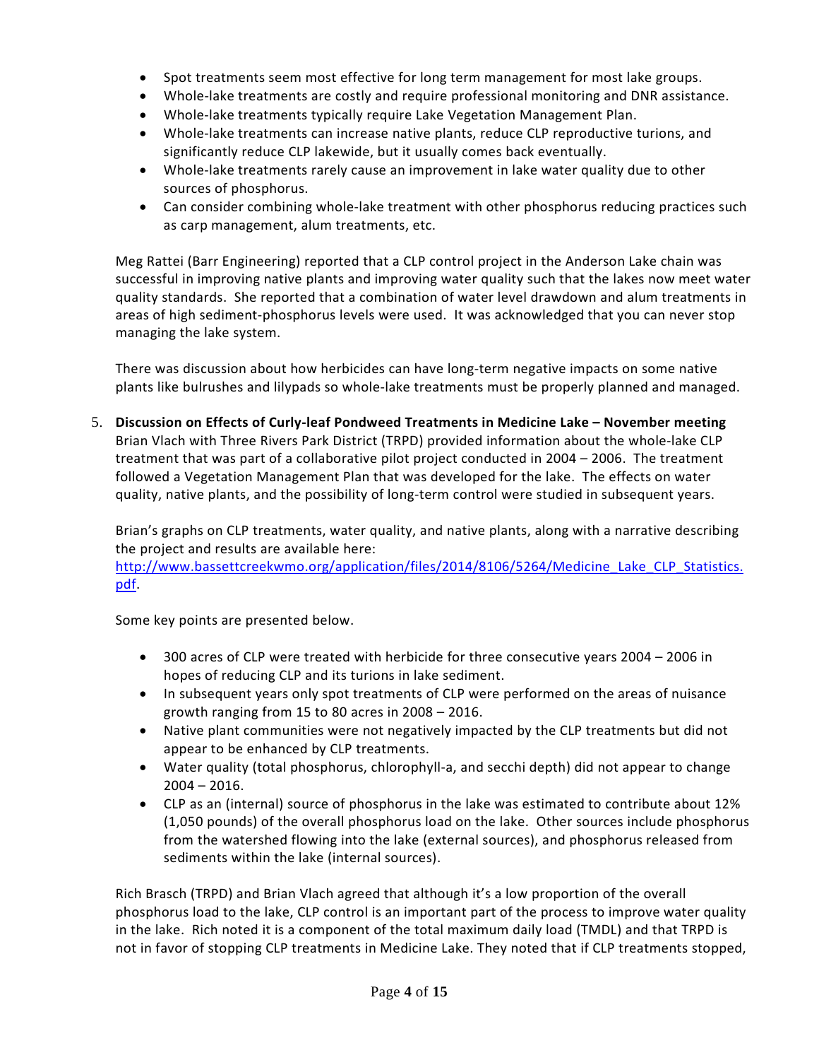- Spot treatments seem most effective for long term management for most lake groups.
- Whole-lake treatments are costly and require professional monitoring and DNR assistance.
- Whole-lake treatments typically require Lake Vegetation Management Plan.
- Whole-lake treatments can increase native plants, reduce CLP reproductive turions, and significantly reduce CLP lakewide, but it usually comes back eventually.
- Whole-lake treatments rarely cause an improvement in lake water quality due to other sources of phosphorus.
- Can consider combining whole-lake treatment with other phosphorus reducing practices such as carp management, alum treatments, etc.

Meg Rattei (Barr Engineering) reported that a CLP control project in the Anderson Lake chain was successful in improving native plants and improving water quality such that the lakes now meet water quality standards. She reported that a combination of water level drawdown and alum treatments in areas of high sediment-phosphorus levels were used. It was acknowledged that you can never stop managing the lake system.

There was discussion about how herbicides can have long-term negative impacts on some native plants like bulrushes and lilypads so whole-lake treatments must be properly planned and managed.

5. **Discussion on Effects of Curly-leaf Pondweed Treatments in Medicine Lake – November meeting**
Brian Vlach with Three Rivers Park District (TRPD) provided information about the whole-lake CLP treatment that was part of a collaborative pilot project conducted in 2004 – 2006. The treatment followed a Vegetation Management Plan that was developed for the lake. The effects on water quality, native plants, and the possibility of long-term control were studied in subsequent years.

Brian's graphs on CLP treatments, water quality, and native plants, along with a narrative describing the project and results are available here: [http://www.bassettcreekwmo.org/application/files/2014/8106/5264/Medicine_Lake_CLP_Statistics.pdf](http://www.bassettcreekwmo.org/application/files/2014/8106/5264/Medicine_Lake_CLP_Statistics.pdf).

Some key points are presented below.

- 300 acres of CLP were treated with herbicide for three consecutive years 2004 – 2006 in hopes of reducing CLP and its turions in lake sediment.
- In subsequent years only spot treatments of CLP were performed on the areas of nuisance growth ranging from 15 to 80 acres in 2008 – 2016.
- Native plant communities were not negatively impacted by the CLP treatments but did not appear to be enhanced by CLP treatments.
- Water quality (total phosphorus, chlorophyll-a, and secchi depth) did not appear to change 2004 – 2016.
- CLP as an (internal) source of phosphorus in the lake was estimated to contribute about 12% (1,050 pounds) of the overall phosphorus load on the lake. Other sources include phosphorus from the watershed flowing into the lake (external sources), and phosphorus released from sediments within the lake (internal sources).

Rich Brasch (TRPD) and Brian Vlach agreed that although it's a low proportion of the overall phosphorus load to the lake, CLP control is an important part of the process to improve water quality in the lake. Rich noted it is a component of the total maximum daily load (TMDL) and that TRPD is not in favor of stopping CLP treatments in Medicine Lake. They noted that if CLP treatments stopped,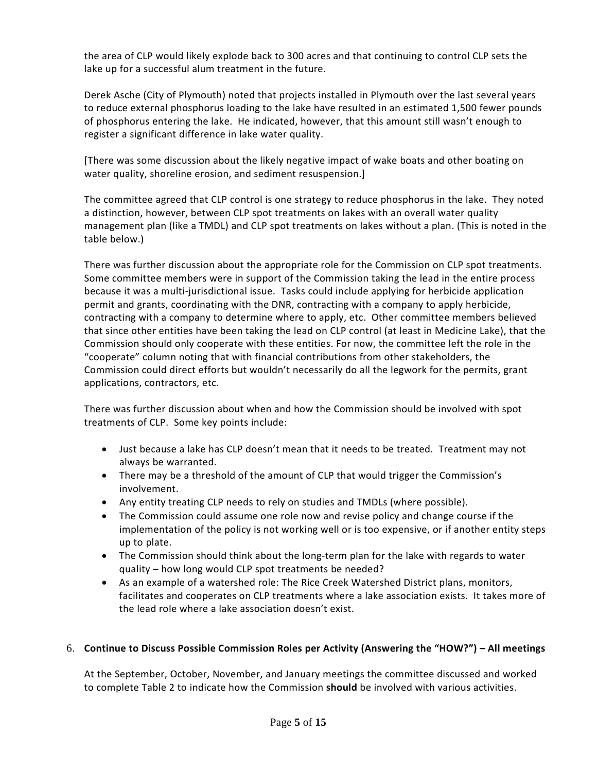the area of CLP would likely explode back to 300 acres and that continuing to control CLP sets the lake up for a successful alum treatment in the future.

Derek Asche (City of Plymouth) noted that projects installed in Plymouth over the last several years to reduce external phosphorus loading to the lake have resulted in an estimated 1,500 fewer pounds of phosphorus entering the lake. He indicated, however, that this amount still wasn't enough to register a significant difference in lake water quality.

[There was some discussion about the likely negative impact of wake boats and other boating on water quality, shoreline erosion, and sediment resuspension.]

The committee agreed that CLP control is one strategy to reduce phosphorus in the lake. They noted a distinction, however, between CLP spot treatments on lakes with an overall water quality management plan (like a TMDL) and CLP spot treatments on lakes without a plan. (This is noted in the table below.)

There was further discussion about the appropriate role for the Commission on CLP spot treatments. Some committee members were in support of the Commission taking the lead in the entire process because it was a multi-jurisdictional issue. Tasks could include applying for herbicide application permit and grants, coordinating with the DNR, contracting with a company to apply herbicide, contracting with a company to determine where to apply, etc. Other committee members believed that since other entities have been taking the lead on CLP control (at least in Medicine Lake), that the Commission should only cooperate with these entities. For now, the committee left the role in the "cooperate" column noting that with financial contributions from other stakeholders, the Commission could direct efforts but wouldn't necessarily do all the legwork for the permits, grant applications, contractors, etc.

There was further discussion about when and how the Commission should be involved with spot treatments of CLP. Some key points include:

- Just because a lake has CLP doesn't mean that it needs to be treated. Treatment may not always be warranted.
- There may be a threshold of the amount of CLP that would trigger the Commission's involvement.
- Any entity treating CLP needs to rely on studies and TMDLs (where possible).
- The Commission could assume one role now and revise policy and change course if the implementation of the policy is not working well or is too expensive, or if another entity steps up to plate.
- The Commission should think about the long-term plan for the lake with regards to water quality – how long would CLP spot treatments be needed?
- As an example of a watershed role: The Rice Creek Watershed District plans, monitors, facilitates and cooperates on CLP treatments where a lake association exists. It takes more of the lead role where a lake association doesn't exist.

6. **Continue to Discuss Possible Commission Roles per Activity (Answering the "HOW?") – All meetings**

At the September, October, November, and January meetings the committee discussed and worked to complete Table 2 to indicate how the Commission **should** be involved with various activities.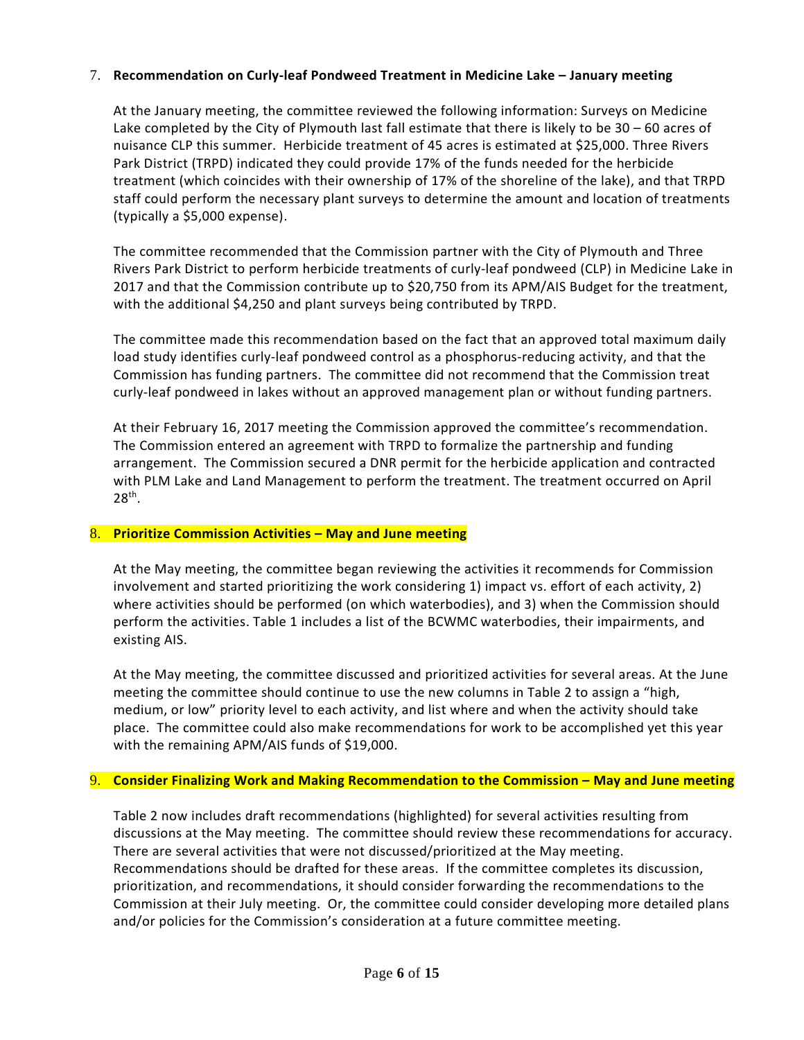7. **Recommendation on Curly-leaf Pondweed Treatment in Medicine Lake – January meeting**

   At the January meeting, the committee reviewed the following information: Surveys on Medicine Lake completed by the City of Plymouth last fall estimate that there is likely to be 30 – 60 acres of nuisance CLP this summer. Herbicide treatment of 45 acres is estimated at $25,000. Three Rivers Park District (TRPD) indicated they could provide 17% of the funds needed for the herbicide treatment (which coincides with their ownership of 17% of the shoreline of the lake), and that TRPD staff could perform the necessary plant surveys to determine the amount and location of treatments (typically a $5,000 expense).

   The committee recommended that the Commission partner with the City of Plymouth and Three Rivers Park District to perform herbicide treatments of curly-leaf pondweed (CLP) in Medicine Lake in 2017 and that the Commission contribute up to $20,750 from its APM/AIS Budget for the treatment, with the additional $4,250 and plant surveys being contributed by TRPD.

   The committee made this recommendation based on the fact that an approved total maximum daily load study identifies curly-leaf pondweed control as a phosphorus-reducing activity, and that the Commission has funding partners. The committee did not recommend that the Commission treat curly-leaf pondweed in lakes without an approved management plan or without funding partners.

   At their February 16, 2017 meeting the Commission approved the committee's recommendation. The Commission entered an agreement with TRPD to formalize the partnership and funding arrangement. The Commission secured a DNR permit for the herbicide application and contracted with PLM Lake and Land Management to perform the treatment. The treatment occurred on April 28th.

8. **Prioritize Commission Activities – May and June meeting**

   At the May meeting, the committee began reviewing the activities it recommends for Commission involvement and started prioritizing the work considering 1) impact vs. effort of each activity, 2) where activities should be performed (on which waterbodies), and 3) when the Commission should perform the activities. Table 1 includes a list of the BCWMC waterbodies, their impairments, and existing AIS.

   At the May meeting, the committee discussed and prioritized activities for several areas. At the June meeting the committee should continue to use the new columns in Table 2 to assign a "high, medium, or low" priority level to each activity, and list where and when the activity should take place. The committee could also make recommendations for work to be accomplished yet this year with the remaining APM/AIS funds of $19,000.

9. **Consider Finalizing Work and Making Recommendation to the Commission – May and June meeting**

   Table 2 now includes draft recommendations (highlighted) for several activities resulting from discussions at the May meeting. The committee should review these recommendations for accuracy. There are several activities that were not discussed/prioritized at the May meeting. Recommendations should be drafted for these areas. If the committee completes its discussion, prioritization, and recommendations, it should consider forwarding the recommendations to the Commission at their July meeting. Or, the committee could consider developing more detailed plans and/or policies for the Commission's consideration at a future committee meeting.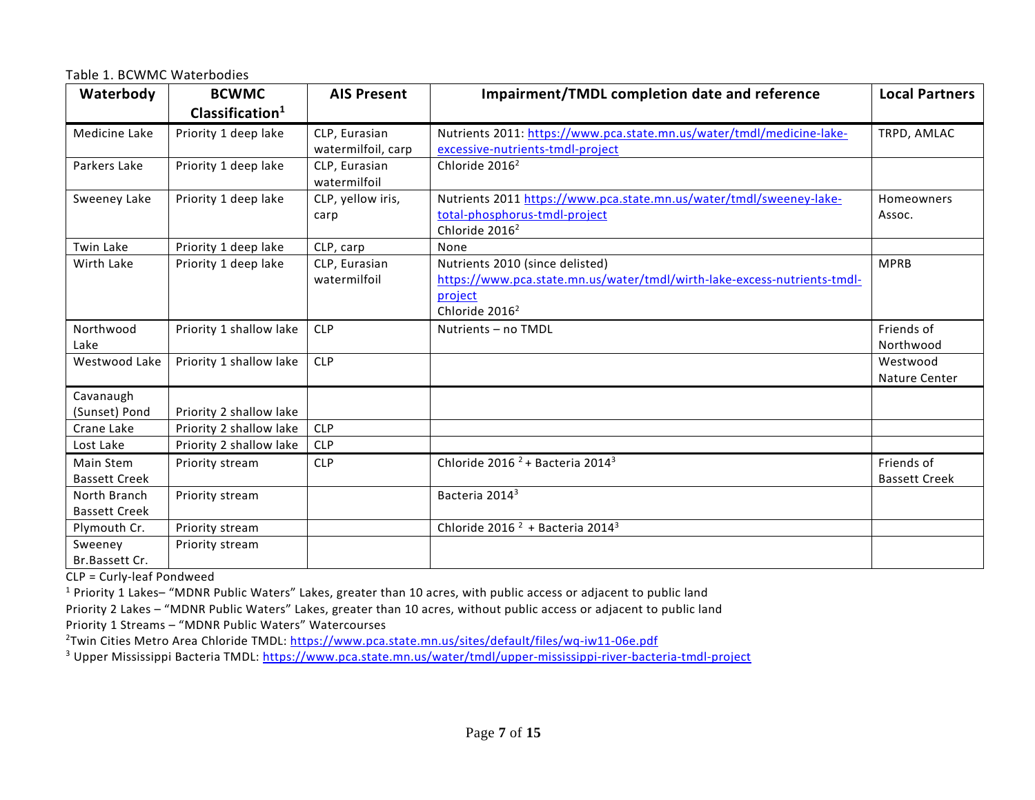Table 1. BCWMC Waterbodies

| Waterbody | BCWMC Classification[1] | AIS Present | Impairment/TMDL completion date and reference | Local Partners |
|---|---|---|---|---|
| Medicine Lake | Priority 1 deep lake | CLP, Eurasian watermilfoil, carp | Nutrients 2011: https://www.pca.state.mn.us/water/tmdl/medicine-lake-excessive-nutrients-tmdl-project | TRPD, AMLAC |
| Parkers Lake | Priority 1 deep lake | CLP, Eurasian watermilfoil | Chloride 2016[2] | |
| Sweeney Lake | Priority 1 deep lake | CLP, yellow iris, carp | Nutrients 2011 https://www.pca.state.mn.us/water/tmdl/sweeney-lake-total-phosphorus-tmdl-project Chloride 2016[2] | Homeowners Assoc. |
| Twin Lake | Priority 1 deep lake | CLP, carp | None | |
| Wirth Lake | Priority 1 deep lake | CLP, Eurasian watermilfoil | Nutrients 2010 (since delisted) https://www.pca.state.mn.us/water/tmdl/wirth-lake-excess-nutrients-tmdl-project Chloride 2016[2] | MPRB |
| Northwood Lake | Priority 1 shallow lake | CLP | Nutrients – no TMDL | Friends of Northwood |
| Westwood Lake | Priority 1 shallow lake | CLP | | Westwood Nature Center |
| Cavanaugh (Sunset) Pond | Priority 2 shallow lake | | | |
| Crane Lake | Priority 2 shallow lake | CLP | | |
| Lost Lake | Priority 2 shallow lake | CLP | | |
| Main Stem Bassett Creek | Priority stream | CLP | Chloride 2016 [2] + Bacteria 2014[3] | Friends of Bassett Creek |
| North Branch Bassett Creek | Priority stream | | Bacteria 2014[3] | |
| Plymouth Cr. | Priority stream | | Chloride 2016 [2] + Bacteria 2014[3] | |
| Sweeney Br.Bassett Cr. | Priority stream | | | |

CLP = Curly-leaf Pondweed

[1] Priority 1 Lakes– "MDNR Public Waters" Lakes, greater than 10 acres, with public access or adjacent to public land

Priority 2 Lakes – "MDNR Public Waters" Lakes, greater than 10 acres, without public access or adjacent to public land

Priority 1 Streams – "MDNR Public Waters" Watercourses

[2]Twin Cities Metro Area Chloride TMDL: https://www.pca.state.mn.us/sites/default/files/wq-iw11-06e.pdf

[3] Upper Mississippi Bacteria TMDL: https://www.pca.state.mn.us/water/tmdl/upper-mississippi-river-bacteria-tmdl-project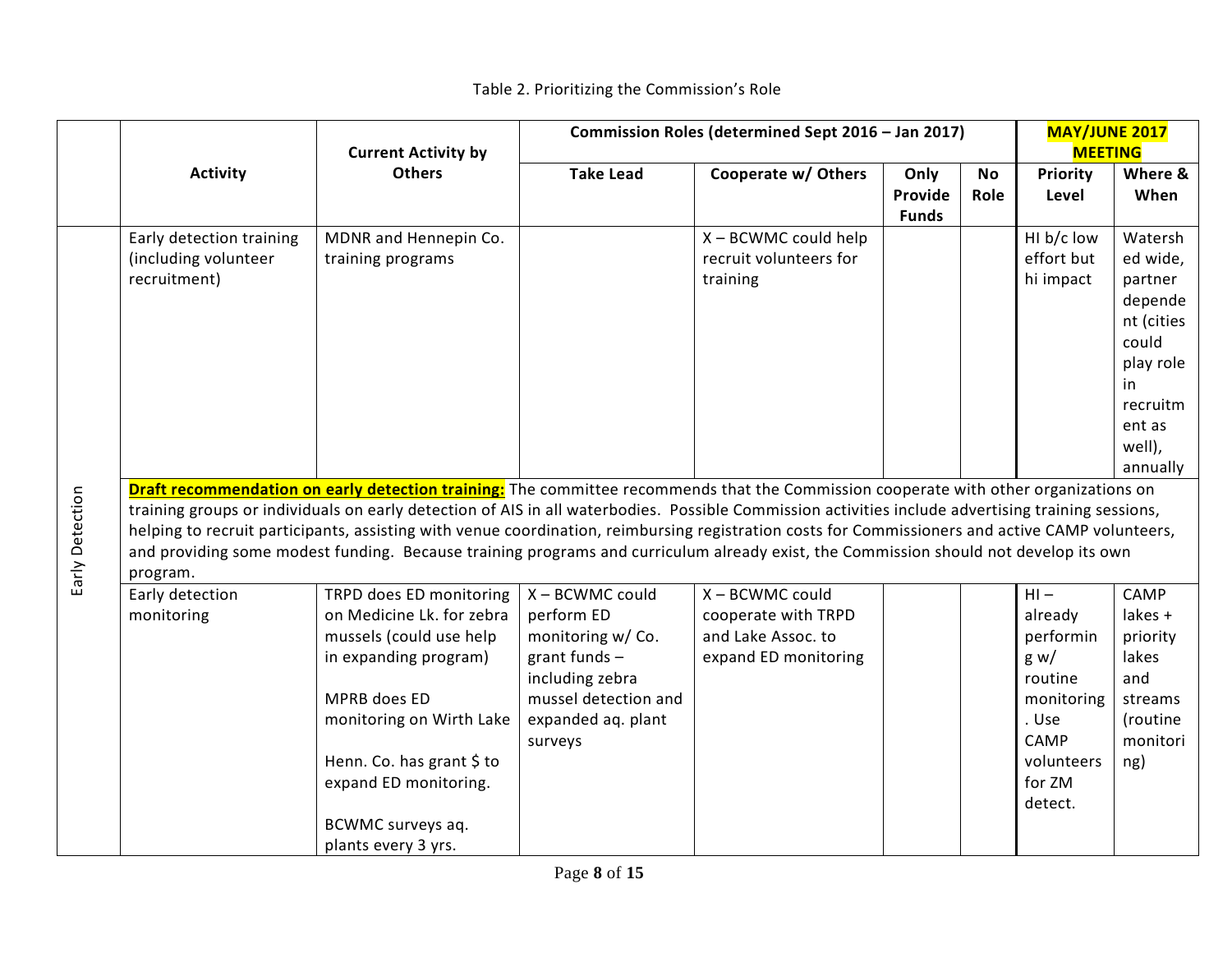Table 2. Prioritizing the Commission's Role

| | Activity | Current Activity by Others | Commission Roles (determined Sept 2016 – Jan 2017) | | | | MAY/JUNE 2017 MEETING | |
|---|---|---|---|---|---|---|---|---|
| | | | Take Lead | Cooperate w/ Others | Only Provide Funds | No Role | Priority Level | Where & When |
| Early Detection | Early detection training (including volunteer recruitment) | MDNR and Hennepin Co. training programs | | X – BCWMC could help recruit volunteers for training | | | HI b/c low effort but hi impact | Watershed wide, partner dependent (cities could play role in recruitment as well), annually |
| Early Detection | **Draft recommendation on early detection training:** The committee recommends that the Commission cooperate with other organizations on training groups or individuals on early detection of AIS in all waterbodies. Possible Commission activities include advertising training sessions, helping to recruit participants, assisting with venue coordination, reimbursing registration costs for Commissioners and active CAMP volunteers, and providing some modest funding. Because training programs and curriculum already exist, the Commission should not develop its own program. | | | | | | | |
| Early Detection | Early detection monitoring | TRPD does ED monitoring on Medicine Lk. for zebra mussels (could use help in expanding program)<br><br>MPRB does ED monitoring on Wirth Lake<br><br>Henn. Co. has grant $ to expand ED monitoring.<br><br>BCWMC surveys aq. plants every 3 yrs. | X – BCWMC could perform ED monitoring w/ Co. grant funds – including zebra mussel detection and expanded aq. plant surveys | X – BCWMC could cooperate with TRPD and Lake Assoc. to expand ED monitoring | | | HI – already performing w/ routine monitoring. Use CAMP volunteers for ZM detect. | CAMP lakes + priority lakes and streams (routine monitoring) |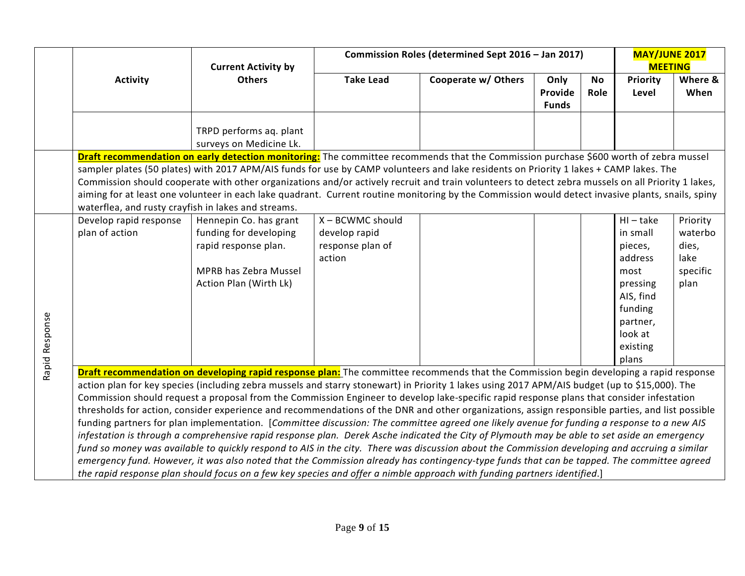| | Activity | Current Activity by Others | Commission Roles (determined Sept 2016 – Jan 2017) | | | | MAY/JUNE 2017 MEETING | |
|---|---|---|---|---|---|---|---|---|
| | | | Take Lead | Cooperate w/ Others | Only Provide Funds | No Role | Priority Level | Where & When |
| | | TRPD performs aq. plant surveys on Medicine Lk. | | | | | | |
| | **Draft recommendation on early detection monitoring:** The committee recommends that the Commission purchase $600 worth of zebra mussel sampler plates (50 plates) with 2017 APM/AIS funds for use by CAMP volunteers and lake residents on Priority 1 lakes + CAMP lakes. The Commission should cooperate with other organizations and/or actively recruit and train volunteers to detect zebra mussels on all Priority 1 lakes, aiming for at least one volunteer in each lake quadrant. Current routine monitoring by the Commission would detect invasive plants, snails, spiny waterflea, and rusty crayfish in lakes and streams. | | | | | | | |
| Rapid Response | Develop rapid response plan of action | Hennepin Co. has grant funding for developing rapid response plan.<br><br>MPRB has Zebra Mussel Action Plan (Wirth Lk) | X – BCWMC should develop rapid response plan of action | | | | HI – take in small pieces, address most pressing AIS, find funding partner, look at existing plans | Priority waterbodies, lake specific plan |
| Rapid Response | **Draft recommendation on developing rapid response plan:** The committee recommends that the Commission begin developing a rapid response action plan for key species (including zebra mussels and starry stonewart) in Priority 1 lakes using 2017 APM/AIS budget (up to $15,000). The Commission should request a proposal from the Commission Engineer to develop lake-specific rapid response plans that consider infestation thresholds for action, consider experience and recommendations of the DNR and other organizations, assign responsible parties, and list possible funding partners for plan implementation. [*Committee discussion: The committee agreed one likely avenue for funding a response to a new AIS infestation is through a comprehensive rapid response plan. Derek Asche indicated the City of Plymouth may be able to set aside an emergency fund so money was available to quickly respond to AIS in the city. There was discussion about the Commission developing and accruing a similar emergency fund. However, it was also noted that the Commission already has contingency-type funds that can be tapped. The committee agreed the rapid response plan should focus on a few key species and offer a nimble approach with funding partners identified*.] | | | | | | | |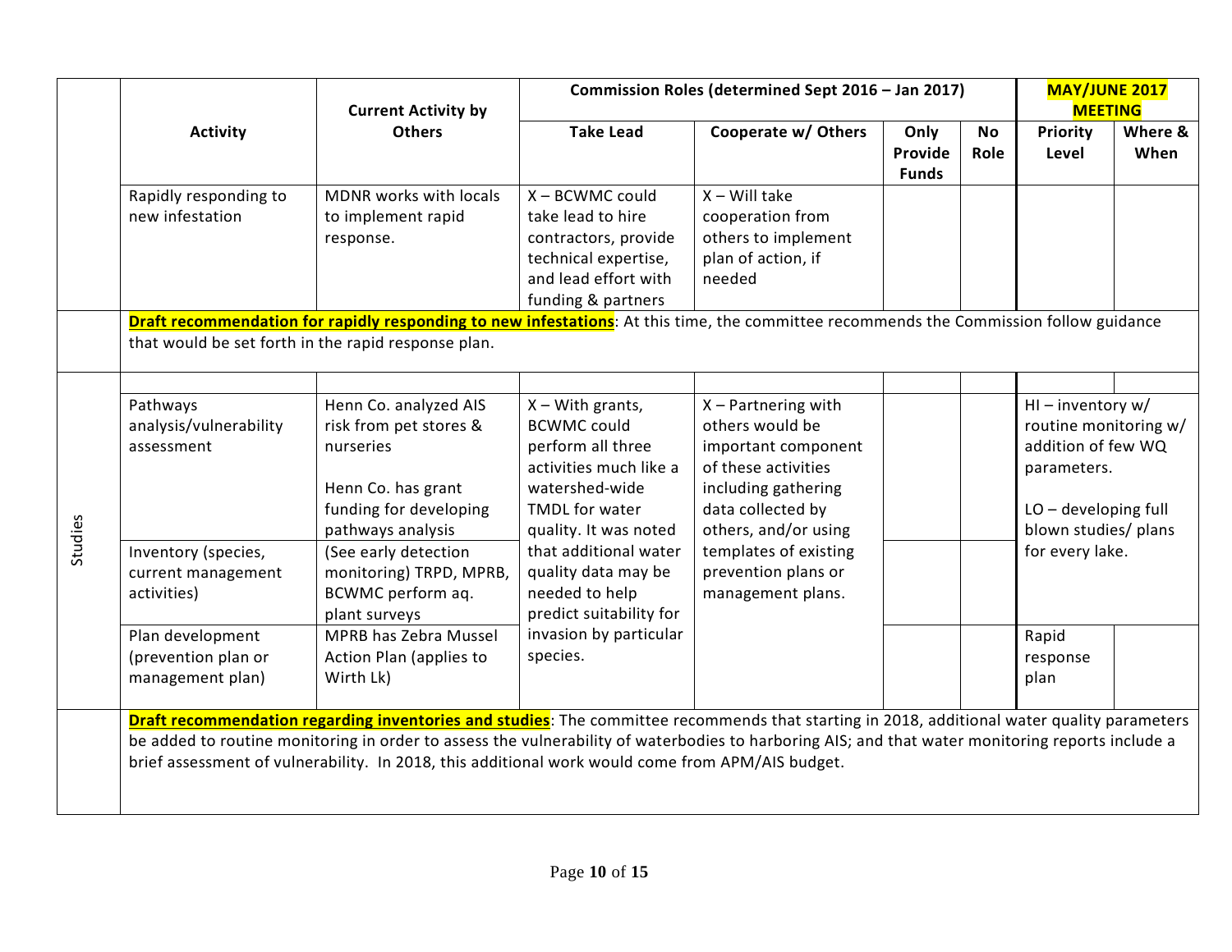| | Activity | Current Activity by Others | Commission Roles (determined Sept 2016 – Jan 2017) | | | | MAY/JUNE 2017 MEETING | |
|---|---|---|---|---|---|---|---|---|
| | | | Take Lead | Cooperate w/ Others | Only Provide Funds | No Role | Priority Level | Where & When |
| | Rapidly responding to new infestation | MDNR works with locals to implement rapid response. | X – BCWMC could take lead to hire contractors, provide technical expertise, and lead effort with funding & partners | X – Will take cooperation from others to implement plan of action, if needed | | | | |
| | **Draft recommendation for rapidly responding to new infestations**: At this time, the committee recommends the Commission follow guidance that would be set forth in the rapid response plan. | | | | | | | |
| Studies | | | | | | | | |
| Studies | Pathways analysis/vulnerability assessment | Henn Co. analyzed AIS risk from pet stores & nurseries<br><br>Henn Co. has grant funding for developing pathways analysis | X – With grants, BCWMC could perform all three activities much like a watershed-wide TMDL for water quality. It was noted that additional water quality data may be needed to help predict suitability for invasion by particular species. | X – Partnering with others would be important component of these activities including gathering data collected by others, and/or using templates of existing prevention plans or management plans. | | | HI – inventory w/ routine monitoring w/ addition of few WQ parameters.<br><br>LO – developing full blown studies/ plans for every lake. | |
| Studies | Inventory (species, current management activities) | (See early detection monitoring) TRPD, MPRB, BCWMC perform aq. plant surveys | | | | | | |
| Studies | Plan development (prevention plan or management plan) | MPRB has Zebra Mussel Action Plan (applies to Wirth Lk) | | | | | Rapid response plan | |
| | **Draft recommendation regarding inventories and studies**: The committee recommends that starting in 2018, additional water quality parameters be added to routine monitoring in order to assess the vulnerability of waterbodies to harboring AIS; and that water monitoring reports include a brief assessment of vulnerability. In 2018, this additional work would come from APM/AIS budget. | | | | | | | |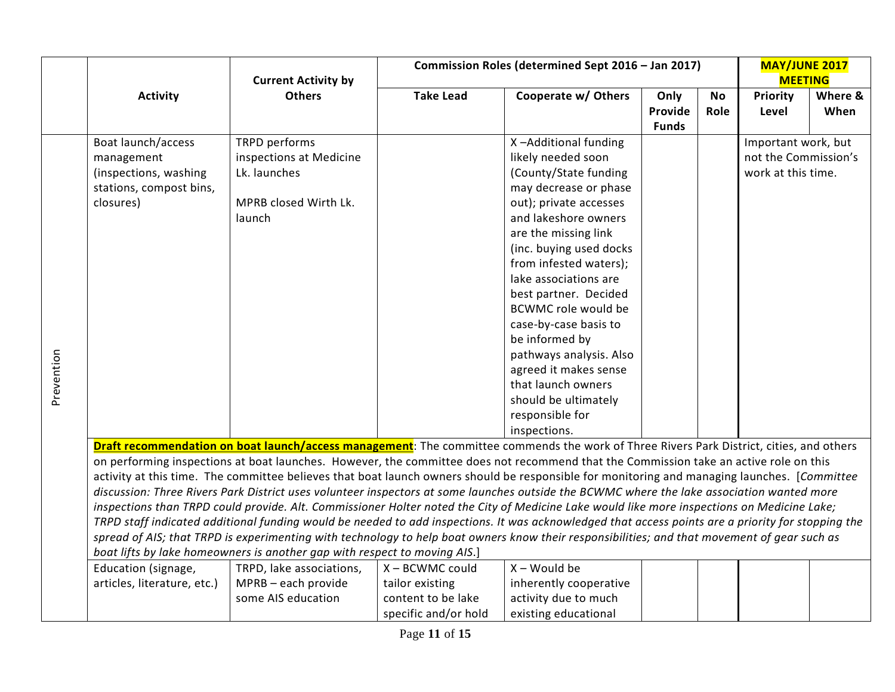| | Activity | Current Activity by Others | Commission Roles (determined Sept 2016 – Jan 2017) | | | | MAY/JUNE 2017 MEETING | |
|---|---|---|---|---|---|---|---|---|
| | | | Take Lead | Cooperate w/ Others | Only Provide Funds | No Role | Priority Level | Where & When |
| Prevention | Boat launch/access management (inspections, washing stations, compost bins, closures) | TRPD performs inspections at Medicine Lk. launches<br><br>MPRB closed Wirth Lk. launch | | X –Additional funding likely needed soon (County/State funding may decrease or phase out); private accesses and lakeshore owners are the missing link (inc. buying used docks from infested waters); lake associations are best partner. Decided BCWMC role would be case-by-case basis to be informed by pathways analysis. Also agreed it makes sense that launch owners should be ultimately responsible for inspections. | | | Important work, but not the Commission's work at this time. | |
| | **Draft recommendation on boat launch/access management**: The committee commends the work of Three Rivers Park District, cities, and others on performing inspections at boat launches. However, the committee does not recommend that the Commission take an active role on this activity at this time. The committee believes that boat launch owners should be responsible for monitoring and managing launches. [*Committee discussion: Three Rivers Park District uses volunteer inspectors at some launches outside the BCWMC where the lake association wanted more inspections than TRPD could provide. Alt. Commissioner Holter noted the City of Medicine Lake would like more inspections on Medicine Lake; TRPD staff indicated additional funding would be needed to add inspections. It was acknowledged that access points are a priority for stopping the spread of AIS; that TRPD is experimenting with technology to help boat owners know their responsibilities; and that movement of gear such as boat lifts by lake homeowners is another gap with respect to moving AIS.*] | | | | | | | |
| | Education (signage, articles, literature, etc.) | TRPD, lake associations, MPRB – each provide some AIS education | X – BCWMC could tailor existing content to be lake specific and/or hold | X – Would be inherently cooperative activity due to much existing educational | | | | |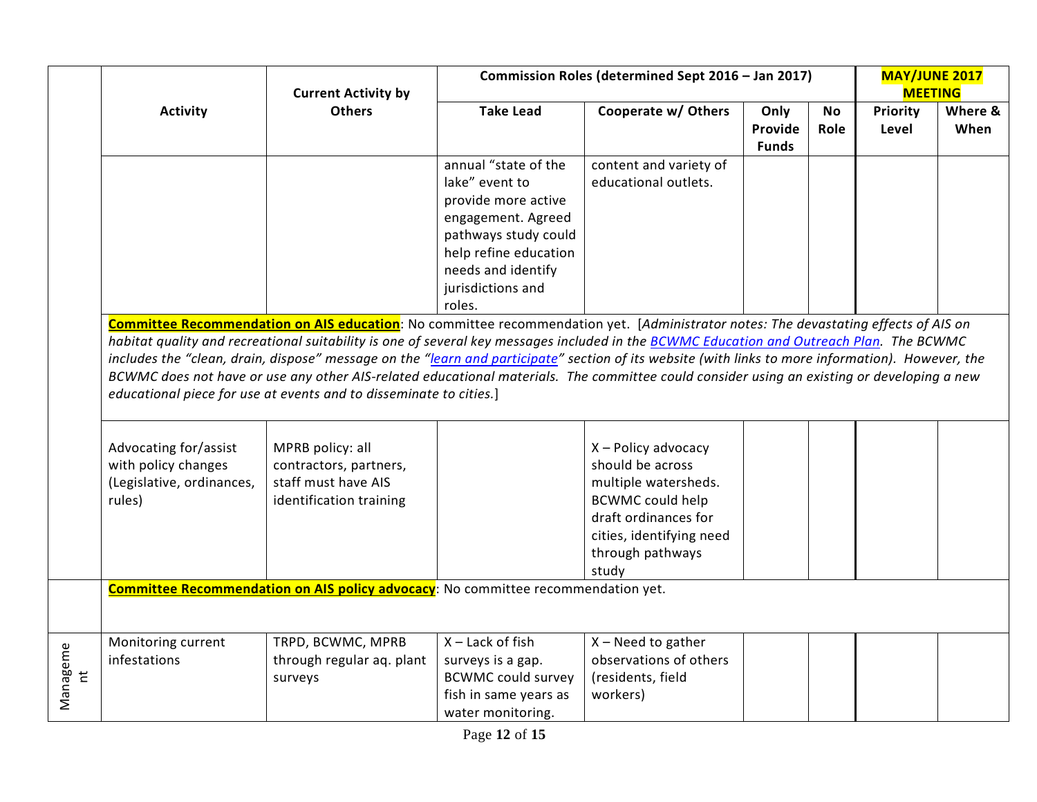| | Activity | Current Activity by Others | Commission Roles (determined Sept 2016 – Jan 2017) | | | | **MAY/JUNE 2017 MEETING** | |
|---|---|---|---|---|---|---|---|---|
| | | | Take Lead | Cooperate w/ Others | Only Provide Funds | No Role | Priority Level | Where & When |
| | | | annual "state of the lake" event to provide more active engagement. Agreed pathways study could help refine education needs and identify jurisdictions and roles. | content and variety of educational outlets. | | | | |
| | **Committee Recommendation on AIS education**: No committee recommendation yet. [*Administrator notes: The devastating effects of AIS on habitat quality and recreational suitability is one of several key messages included in the BCWMC Education and Outreach Plan. The BCWMC includes the "clean, drain, dispose" message on the "learn and participate" section of its website (with links to more information). However, the BCWMC does not have or use any other AIS-related educational materials. The committee could consider using an existing or developing a new educational piece for use at events and to disseminate to cities.*] | | | | | | | |
| | Advocating for/assist with policy changes (Legislative, ordinances, rules) | MPRB policy: all contractors, partners, staff must have AIS identification training | | X – Policy advocacy should be across multiple watersheds. BCWMC could help draft ordinances for cities, identifying need through pathways study | | | | |
| | **Committee Recommendation on AIS policy advocacy**: No committee recommendation yet. | | | | | | | |
| Management | Monitoring current infestations | TRPD, BCWMC, MPRB through regular aq. plant surveys | X – Lack of fish surveys is a gap. BCWMC could survey fish in same years as water monitoring. | X – Need to gather observations of others (residents, field workers) | | | | |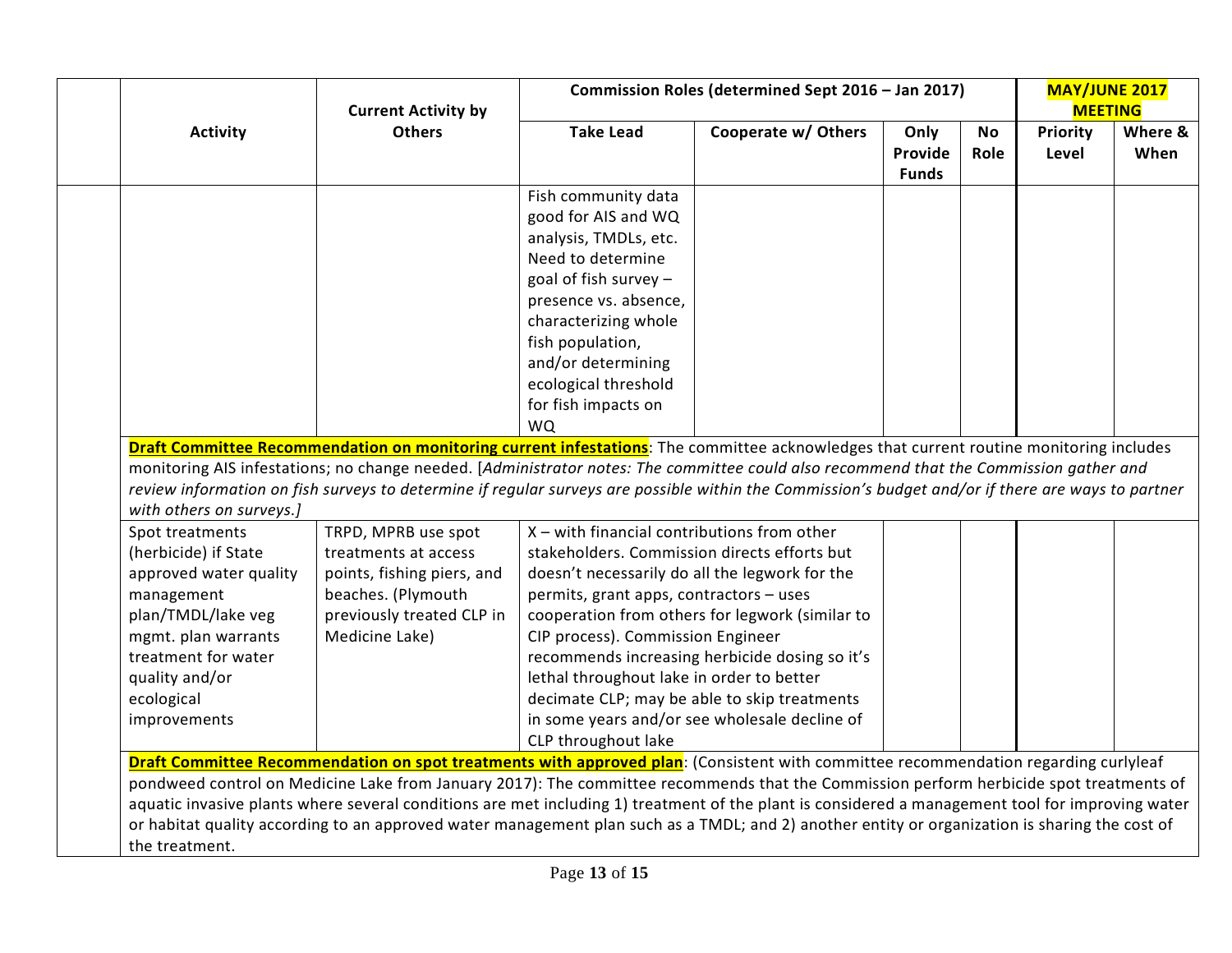| | Activity | Current Activity by Others | Commission Roles (determined Sept 2016 – Jan 2017) | | | | MAY/JUNE 2017 MEETING | |
|---|---|---|---|---|---|---|---|---|
| | | | Take Lead | Cooperate w/ Others | Only Provide Funds | No Role | Priority Level | Where & When |
| | | | Fish community data good for AIS and WQ analysis, TMDLs, etc. Need to determine goal of fish survey – presence vs. absence, characterizing whole fish population, and/or determining ecological threshold for fish impacts on WQ | | | | | |
| | **Draft Committee Recommendation on monitoring current infestations**: The committee acknowledges that current routine monitoring includes monitoring AIS infestations; no change needed. [*Administrator notes: The committee could also recommend that the Commission gather and review information on fish surveys to determine if regular surveys are possible within the Commission's budget and/or if there are ways to partner with others on surveys.]* | | | | | | | |
| | Spot treatments (herbicide) if State approved water quality management plan/TMDL/lake veg mgmt. plan warrants treatment for water quality and/or ecological improvements | TRPD, MPRB use spot treatments at access points, fishing piers, and beaches. (Plymouth previously treated CLP in Medicine Lake) | X – with financial contributions from other stakeholders. Commission directs efforts but doesn't necessarily do all the legwork for the permits, grant apps, contractors – uses cooperation from others for legwork (similar to CIP process). Commission Engineer recommends increasing herbicide dosing so it's lethal throughout lake in order to better decimate CLP; may be able to skip treatments in some years and/or see wholesale decline of CLP throughout lake | | | | | |
| | **Draft Committee Recommendation on spot treatments with approved plan**: (Consistent with committee recommendation regarding curlyleaf pondweed control on Medicine Lake from January 2017): The committee recommends that the Commission perform herbicide spot treatments of aquatic invasive plants where several conditions are met including 1) treatment of the plant is considered a management tool for improving water or habitat quality according to an approved water management plan such as a TMDL; and 2) another entity or organization is sharing the cost of the treatment. | | | | | | | |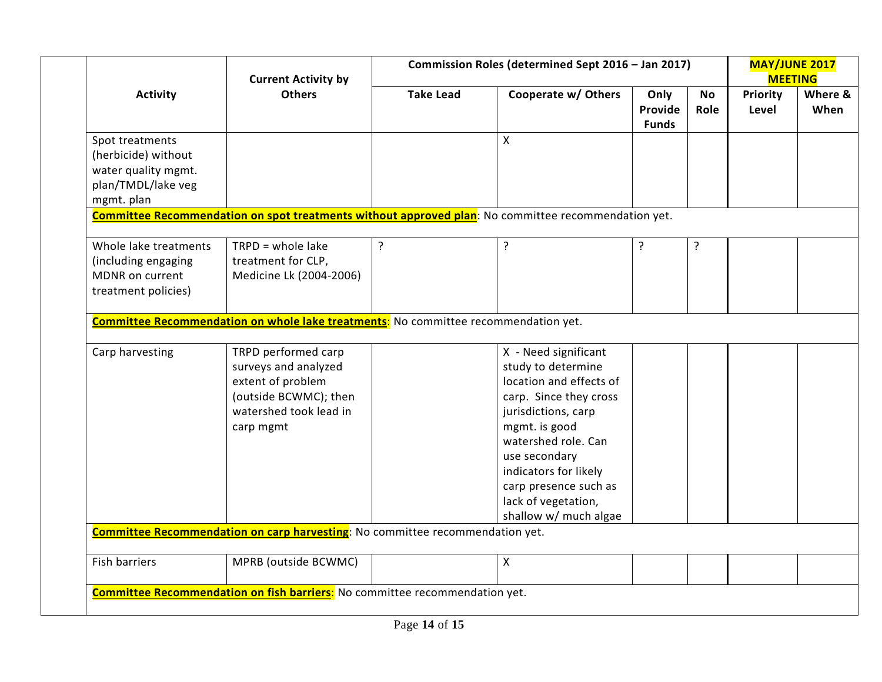| Activity | Current Activity by Others | Commission Roles (determined Sept 2016 – Jan 2017) | | | | MAY/JUNE 2017 MEETING | |
|---|---|---|---|---|---|---|---|
| | | Take Lead | Cooperate w/ Others | Only Provide Funds | No Role | Priority Level | Where & When |
| Spot treatments (herbicide) without water quality mgmt. plan/TMDL/lake veg mgmt. plan | | | X | | | | |
| **Committee Recommendation on spot treatments without approved plan**: No committee recommendation yet. | | | | | | | |
| Whole lake treatments (including engaging MDNR on current treatment policies) | TRPD = whole lake treatment for CLP, Medicine Lk (2004-2006) | ? | ? | ? | ? | | |
| **Committee Recommendation on whole lake treatments**: No committee recommendation yet. | | | | | | | |
| Carp harvesting | TRPD performed carp surveys and analyzed extent of problem (outside BCWMC); then watershed took lead in carp mgmt | | X - Need significant study to determine location and effects of carp. Since they cross jurisdictions, carp mgmt. is good watershed role. Can use secondary indicators for likely carp presence such as lack of vegetation, shallow w/ much algae | | | | |
| **Committee Recommendation on carp harvesting**: No committee recommendation yet. | | | | | | | |
| Fish barriers | MPRB (outside BCWMC) | | X | | | | |
| **Committee Recommendation on fish barriers**: No committee recommendation yet. | | | | | | | |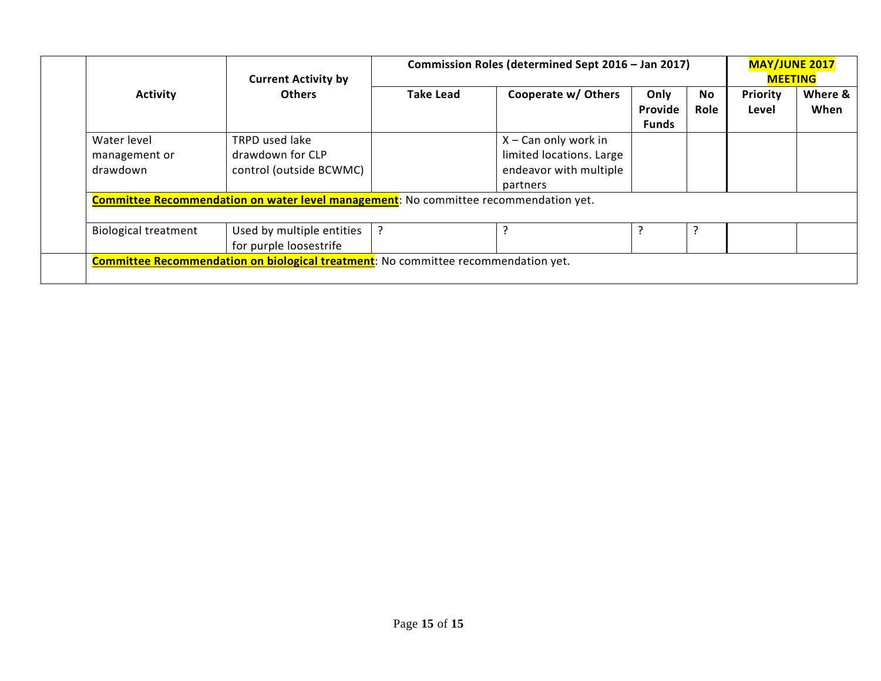| | Activity | Current Activity by Others | Commission Roles (determined Sept 2016 – Jan 2017) | | | | MAY/JUNE 2017 MEETING | |
|---|---|---|---|---|---|---|---|---|
| | | | Take Lead | Cooperate w/ Others | Only Provide Funds | No Role | Priority Level | Where & When |
| | Water level management or drawdown | TRPD used lake drawdown for CLP control (outside BCWMC) | | X – Can only work in limited locations. Large endeavor with multiple partners | | | | |
| | **Committee Recommendation on water level management**: No committee recommendation yet. | | | | | | | |
| | Biological treatment | Used by multiple entities for purple loosestrife | ? | ? | ? | ? | | |
| | **Committee Recommendation on biological treatment**: No committee recommendation yet. | | | | | | | |